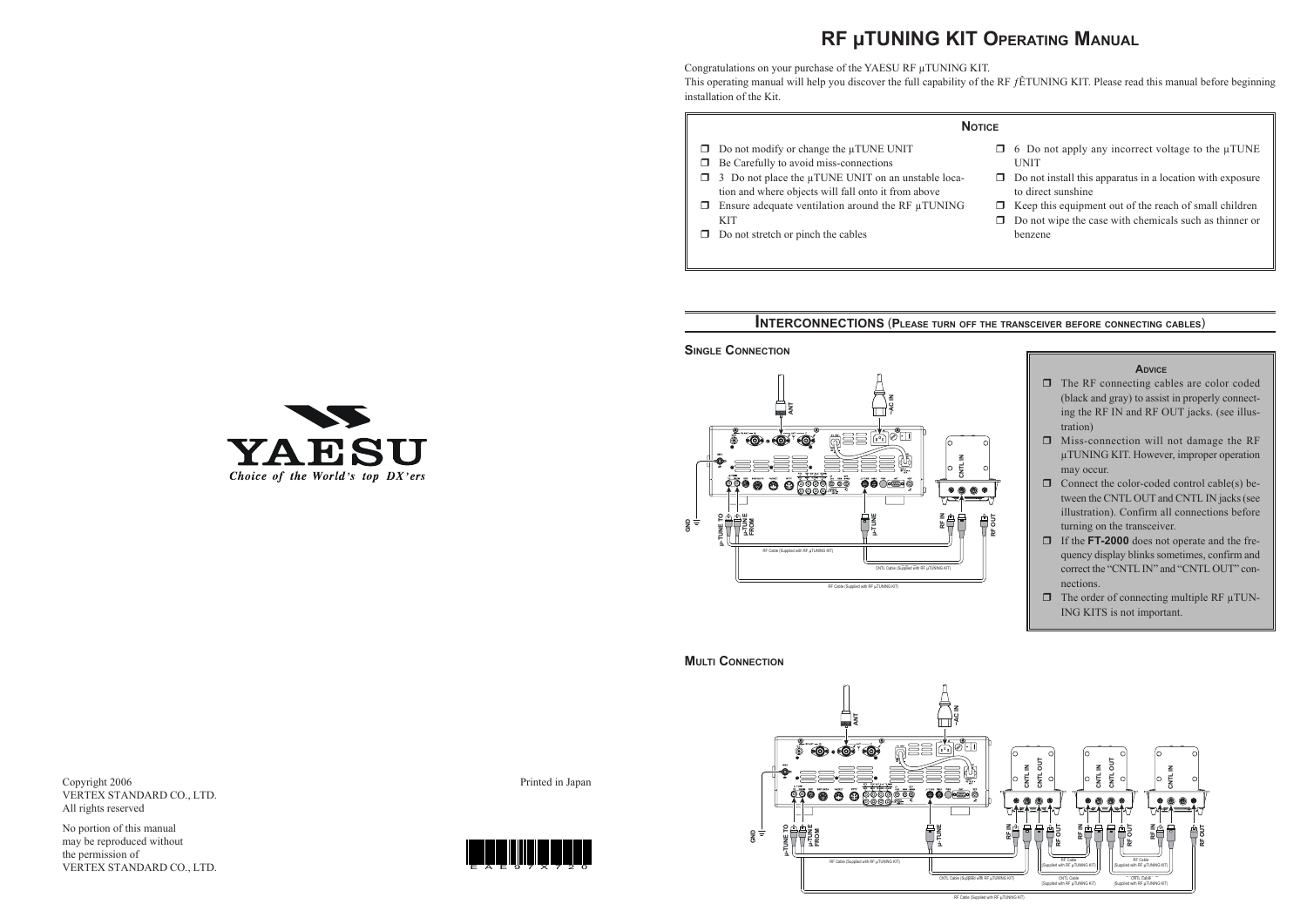# RF µTUNING KIT Operating Manual

Congratulations on your purchase of the YAESU RF µTUNING KIT.
This operating manual will help you discover the full capability of the RF ƒÊTUNING KIT. Please read this manual before beginning installation of the Kit.

## Notice

- ❒ Do not modify or change the µTUNE UNIT
- ❒ Be Carefully to avoid miss-connections
- ❒ 3 Do not place the µTUNE UNIT on an unstable location and where objects will fall onto it from above
- ❒ Ensure adequate ventilation around the RF µTUNING KIT
- ❒ Do not stretch or pinch the cables
- ❒ 6 Do not apply any incorrect voltage to the µTUNE UNIT
- ❒ Do not install this apparatus in a location with exposure to direct sunshine
- ❒ Keep this equipment out of the reach of small children
- ❒ Do not wipe the case with chemicals such as thinner or benzene

## Interconnections (Please turn off the transceiver before connecting cables)

### Single Connection

ANT
~AC IN
CNTL IN
GND
µ-TUNE TO
µ-TUNE FROM
µ-TUNE
RF IN
RF OUT
RF Cable (Supplied with RF µTUNING KIT)
CNTL Cable (Supplied with RF µTUNING KIT)
RF Cable (Supplied with RF µTUNING KIT)

### Advice

- ❒ The RF connecting cables are color coded (black and gray) to assist in properly connecting the RF IN and RF OUT jacks. (see illustration)
- ❒ Miss-connection will not damage the RF µTUNING KIT. However, improper operation may occur.
- ❒ Connect the color-coded control cable(s) between the CNTL OUT and CNTL IN jacks (see illustration). Confirm all connections before turning on the transceiver.
- ❒ If the **FT-2000** does not operate and the frequency display blinks sometimes, confirm and correct the "CNTL IN" and "CNTL OUT" connections.
- ❒ The order of connecting multiple RF µTUNING KITS is not important.

### Multi Connection

ANT
~AC IN
CNTL IN
CNTL OUT
CNTL IN
CNTL OUT
CNTL IN
GND
µ-TUNE TO
µ-TUNE FROM
µ-TUNE
RF IN
RF OUT
RF IN
RF OUT
RF IN
RF OUT
RF Cable (Supplied with RF µTUNING KIT)
CNTL Cable (Supplied with RF µTUNING KIT)
RF Cable (Supplied with RF µTUNING KIT)
RF Cable (Supplied with RF µTUNING KIT)
CNTL Cable (Supplied with RF µTUNING KIT)
CNTL Cable (Supplied with RF µTUNING KIT)
RF Cable (Supplied with RF µTUNING KIT)

YAESU
*Choice of the World's top DX'ers*

Copyright 2006
VERTEX STANDARD CO., LTD.
All rights reserved

No portion of this manual may be reproduced without the permission of VERTEX STANDARD CO., LTD.

Printed in Japan

E A E 9 7 X 7 2 0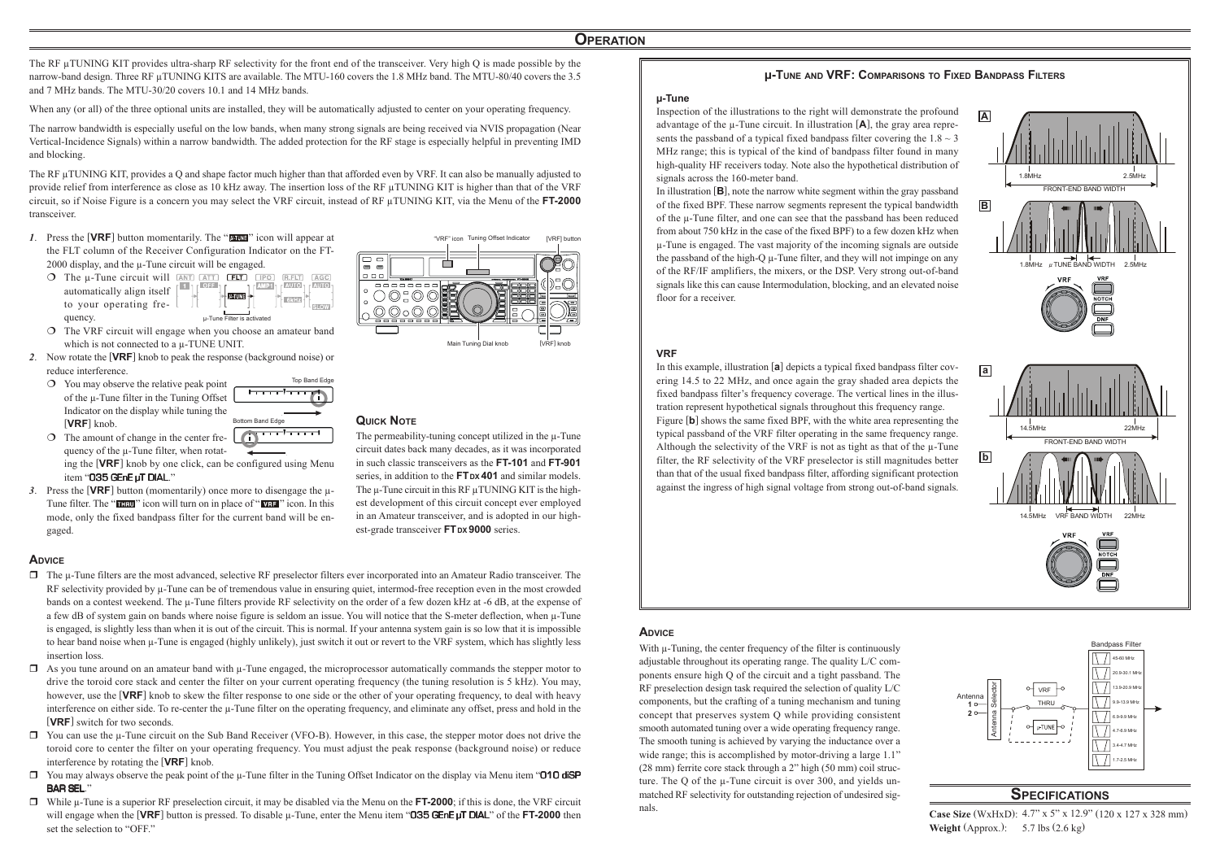# OPERATION

The RF µTUNING KIT provides ultra-sharp RF selectivity for the front end of the transceiver. Very high Q is made possible by the narrow-band design. Three RF µTUNING KITS are available. The MTU-160 covers the 1.8 MHz band. The MTU-80/40 covers the 3.5 and 7 MHz bands. The MTU-30/20 covers 10.1 and 14 MHz bands.

When any (or all) of the three optional units are installed, they will be automatically adjusted to center on your operating frequency.

The narrow bandwidth is especially useful on the low bands, when many strong signals are being received via NVIS propagation (Near Vertical-Incidence Signals) within a narrow bandwidth. The added protection for the RF stage is especially helpful in preventing IMD and blocking.

The RF µTUNING KIT, provides a Q and shape factor much higher than that afforded even by VRF. It can also be manually adjusted to provide relief from interference as close as 10 kHz away. The insertion loss of the RF µTUNING KIT is higher than that of the VRF circuit, so if Noise Figure is a concern you may select the VRF circuit, instead of RF µTUNING KIT, via the Menu of the **FT-2000** transceiver.

*1*. Press the [**VRF**] button momentarily. The "µ-TUNE" icon will appear at the FLT column of the Receiver Configuration Indicator on the FT-2000 display, and the µ-Tune circuit will be engaged.
 - The µ-Tune circuit will automatically align itself to your operating frequency.
 - The VRF circuit will engage when you choose an amateur band which is not connected to a µ-TUNE UNIT.

ANT ATT FLT IPO R.FLT AGC
1 OFF µ-TUNE AMP1 AUTO AUTO
6kHz SLOW
µ-Tune Filter is activated

"VRF" icon Tuning Offset Indicator [VRF] button
Main Tuning Dial knob [VRF] knob

*2*. Now rotate the [**VRF**] knob to peak the response (background noise) or reduce interference.
 - You may observe the relative peak point of the µ-Tune filter in the Tuning Offset Indicator on the display while tuning the [**VRF**] knob.
 - The amount of change in the center frequency of the µ-Tune filter, when rotating the [**VRF**] knob by one click, can be configured using Menu item "035 GEnE µT DIAL."

Top Band Edge
Bottom Band Edge

*3*. Press the [**VRF**] button (momentarily) once more to disengage the µ-Tune filter. The "THRU" icon will turn on in place of "VRF" icon. In this mode, only the fixed bandpass filter for the current band will be engaged.

## QUICK NOTE

The permeability-tuning concept utilized in the µ-Tune circuit dates back many decades, as it was incorporated in such classic transceivers as the **FT-101** and **FT-901** series, in addition to the **FTDX401** and similar models. The µ-Tune circuit in this RF µTUNING KIT is the highest development of this circuit concept ever employed in an Amateur transceiver, and is adopted in our highest-grade transceiver **FTDX9000** series.

## ADVICE

- The µ-Tune filters are the most advanced, selective RF preselector filters ever incorporated into an Amateur Radio transceiver. The RF selectivity provided by µ-Tune can be of tremendous value in ensuring quiet, intermod-free reception even in the most crowded bands on a contest weekend. The µ-Tune filters provide RF selectivity on the order of a few dozen kHz at -6 dB, at the expense of a few dB of system gain on bands where noise figure is seldom an issue. You will notice that the S-meter deflection, when µ-Tune is engaged, is slightly less than when it is out of the circuit. This is normal. If your antenna system gain is so low that it is impossible to hear band noise when µ-Tune is engaged (highly unlikely), just switch it out or revert to the VRF system, which has slightly less insertion loss.
- As you tune around on an amateur band with µ-Tune engaged, the microprocessor automatically commands the stepper motor to drive the toroid core stack and center the filter on your current operating frequency (the tuning resolution is 5 kHz). You may, however, use the [**VRF**] knob to skew the filter response to one side or the other of your operating frequency, to deal with heavy interference on either side. To re-center the µ-Tune filter on the operating frequency, and eliminate any offset, press and hold in the [**VRF**] switch for two seconds.
- You can use the µ-Tune circuit on the Sub Band Receiver (VFO-B). However, in this case, the stepper motor does not drive the toroid core to center the filter on your operating frequency. You must adjust the peak response (background noise) or reduce interference by rotating the [**VRF**] knob.
- You may always observe the peak point of the µ-Tune filter in the Tuning Offset Indicator on the display via Menu item "010 diSP BAR SEL."
- While µ-Tune is a superior RF preselection circuit, it may be disabled via the Menu on the **FT-2000**; if this is done, the VRF circuit will engage when the [**VRF**] button is pressed. To disable µ-Tune, enter the Menu item "035 GEnE µT DIAL" of the **FT-2000** then set the selection to "OFF."

## µ-TUNE AND VRF: COMPARISONS TO FIXED BANDPASS FILTERS

### µ-Tune

Inspection of the illustrations to the right will demonstrate the profound advantage of the µ-Tune circuit. In illustration [**A**], the gray area represents the passband of a typical fixed bandpass filter covering the 1.8 ~ 3 MHz range; this is typical of the kind of bandpass filter found in many high-quality HF receivers today. Note also the hypothetical distribution of signals across the 160-meter band.

In illustration [**B**], note the narrow white segment within the gray passband of the fixed BPF. These narrow segments represent the typical bandwidth of the µ-Tune filter, and one can see that the passband has been reduced from about 750 kHz in the case of the fixed BPF) to a few dozen kHz when µ-Tune is engaged. The vast majority of the incoming signals are outside the passband of the high-Q µ-Tune filter, and they will not impinge on any of the RF/IF amplifiers, the mixers, or the DSP. Very strong out-of-band signals like this can cause Intermodulation, blocking, and an elevated noise floor for a receiver.

A
1.8MHz 2.5MHz
FRONT-END BAND WIDTH

B
1.8MHz µ TUNE BAND WIDTH 2.5MHz
VRF VRF NOTCH DNF

### VRF

In this example, illustration [**a**] depicts a typical fixed bandpass filter covering 14.5 to 22 MHz, and once again the gray shaded area depicts the fixed bandpass filter's frequency coverage. The vertical lines in the illustration represent hypothetical signals throughout this frequency range.

Figure [**b**] shows the same fixed BPF, with the white area representing the typical passband of the VRF filter operating in the same frequency range. Although the selectivity of the VRF is not as tight as that of the µ-Tune filter, the RF selectivity of the VRF preselector is still magnitudes better than that of the usual fixed bandpass filter, affording significant protection against the ingress of high signal voltage from strong out-of-band signals.

a
14.5MHz 22MHz
FRONT-END BAND WIDTH

b
14.5MHz VRF BAND WIDTH 22MHz
VRF VRF NOTCH DNF

## ADVICE

With µ-Tuning, the center frequency of the filter is continuously adjustable throughout its operating range. The quality L/C components ensure high Q of the circuit and a tight passband. The RF preselection design task required the selection of quality L/C components, but the crafting of a tuning mechanism and tuning concept that preserves system Q while providing consistent smooth automated tuning over a wide operating frequency range. The smooth tuning is achieved by varying the inductance over a wide range; this is accomplished by motor-driving a large 1.1" (28 mm) ferrite core stack through a 2" high (50 mm) coil structure. The Q of the µ-Tune circuit is over 300, and yields unmatched RF selectivity for outstanding rejection of undesired signals.

Antenna 1 2
Antenna Selector
VRF
THRU
µ-TUNE
Bandpass Filter
45-60 MHz
20.9-30.1 MHz
13.9-20.9 MHz
9.9-13.9 MHz
6.9-9.9 MHz
4.7-6.9 MHz
3.4-4.7 MHz
1.7-2.5 MHz

# SPECIFICATIONS

**Case Size** (WxHxD): 4.7" x 5" x 12.9" (120 x 127 x 328 mm)
**Weight** (Approx.): 5.7 lbs (2.6 kg)